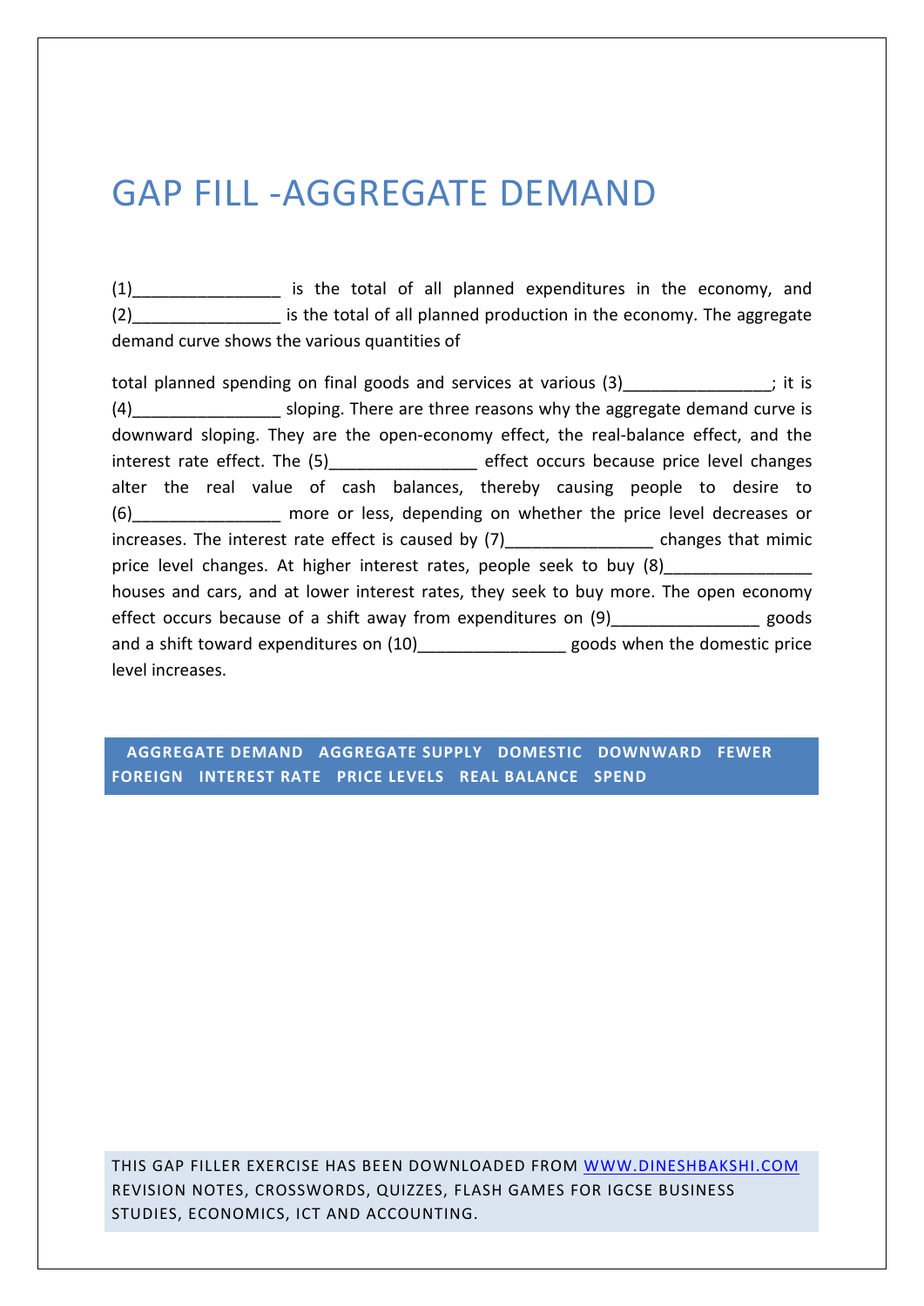# GAP FILL -AGGREGATE DEMAND

(1)________________ is the total of all planned expenditures in the economy, and (2)________________ is the total of all planned production in the economy. The aggregate demand curve shows the various quantities of

total planned spending on final goods and services at various (3)________________; it is (4)________________ sloping. There are three reasons why the aggregate demand curve is downward sloping. They are the open-economy effect, the real-balance effect, and the interest rate effect. The (5)________________ effect occurs because price level changes alter the real value of cash balances, thereby causing people to desire to (6)________________ more or less, depending on whether the price level decreases or increases. The interest rate effect is caused by (7)________________ changes that mimic price level changes. At higher interest rates, people seek to buy (8)________________ houses and cars, and at lower interest rates, they seek to buy more. The open economy effect occurs because of a shift away from expenditures on (9)________________ goods and a shift toward expenditures on (10)________________ goods when the domestic price level increases.

**AGGREGATE DEMAND   AGGREGATE SUPPLY   DOMESTIC   DOWNWARD   FEWER   FOREIGN   INTEREST RATE   PRICE LEVELS   REAL BALANCE   SPEND**

THIS GAP FILLER EXERCISE HAS BEEN DOWNLOADED FROM WWW.DINESHBAKSHI.COM REVISION NOTES, CROSSWORDS, QUIZZES, FLASH GAMES FOR IGCSE BUSINESS STUDIES, ECONOMICS, ICT AND ACCOUNTING.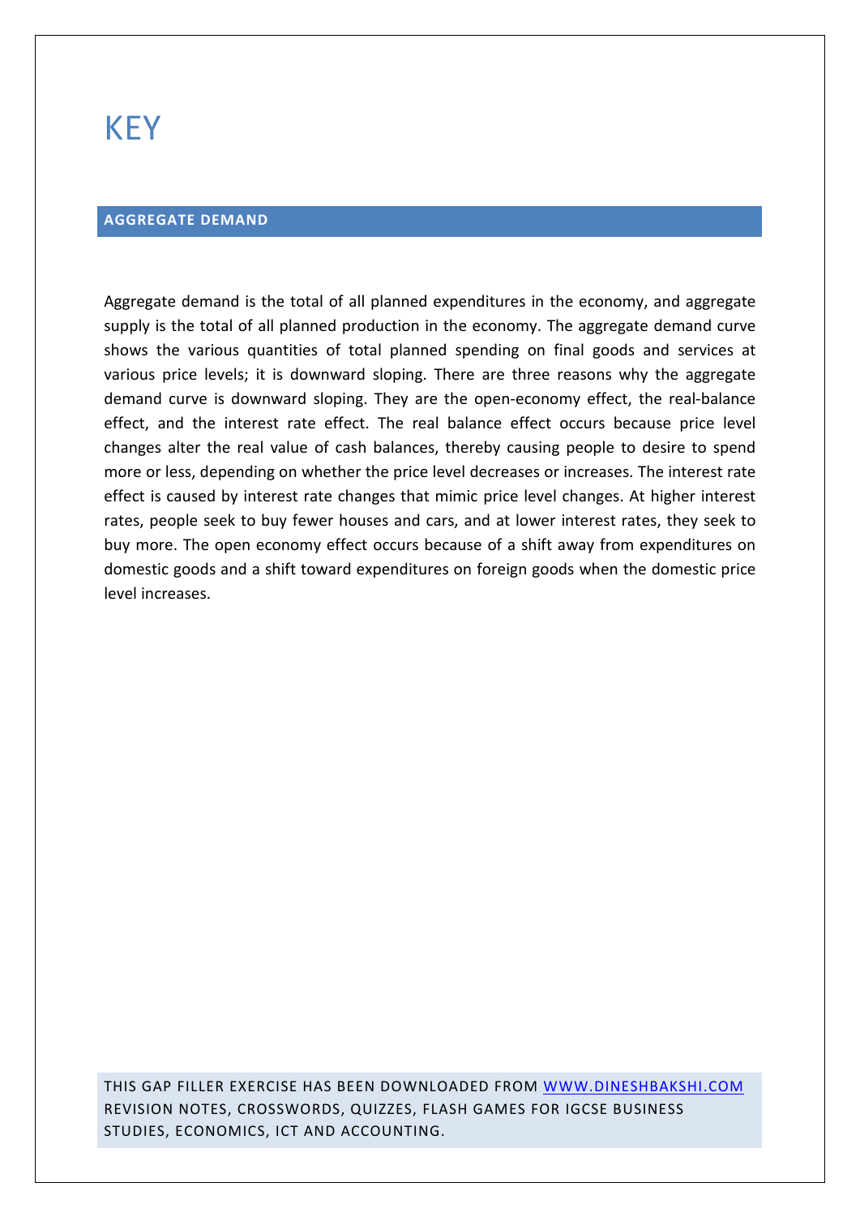# KEY

## AGGREGATE DEMAND

Aggregate demand is the total of all planned expenditures in the economy, and aggregate supply is the total of all planned production in the economy. The aggregate demand curve shows the various quantities of total planned spending on final goods and services at various price levels; it is downward sloping. There are three reasons why the aggregate demand curve is downward sloping. They are the open-economy effect, the real-balance effect, and the interest rate effect. The real balance effect occurs because price level changes alter the real value of cash balances, thereby causing people to desire to spend more or less, depending on whether the price level decreases or increases. The interest rate effect is caused by interest rate changes that mimic price level changes. At higher interest rates, people seek to buy fewer houses and cars, and at lower interest rates, they seek to buy more. The open economy effect occurs because of a shift away from expenditures on domestic goods and a shift toward expenditures on foreign goods when the domestic price level increases.

THIS GAP FILLER EXERCISE HAS BEEN DOWNLOADED FROM [WWW.DINESHBAKSHI.COM](http://www.dineshbakshi.com)
REVISION NOTES, CROSSWORDS, QUIZZES, FLASH GAMES FOR IGCSE BUSINESS STUDIES, ECONOMICS, ICT AND ACCOUNTING.